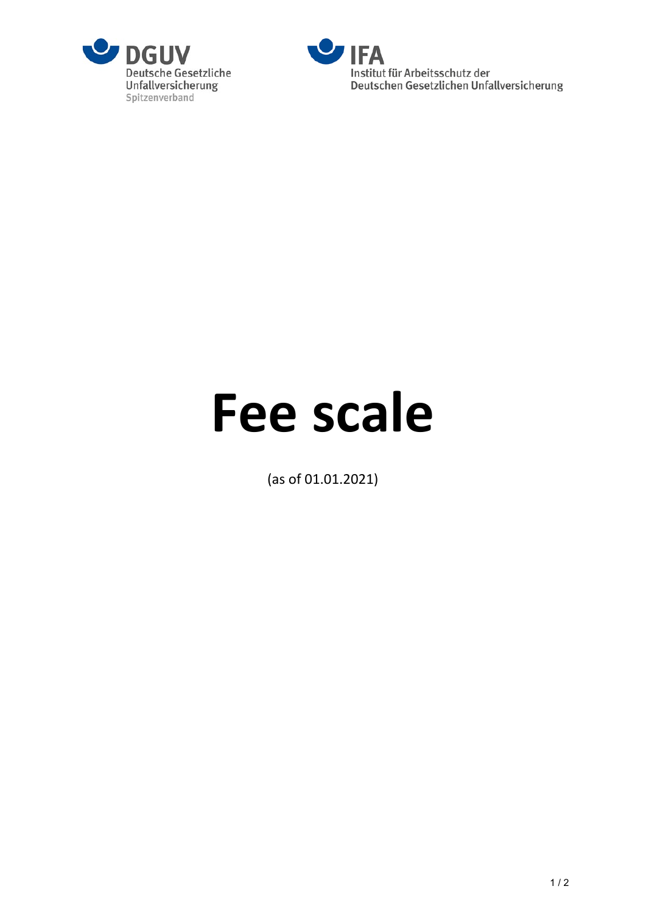DGUV
Deutsche Gesetzliche Unfallversicherung
Spitzenverband

IFA
Institut für Arbeitsschutz der Deutschen Gesetzlichen Unfallversicherung

# Fee scale

(as of 01.01.2021)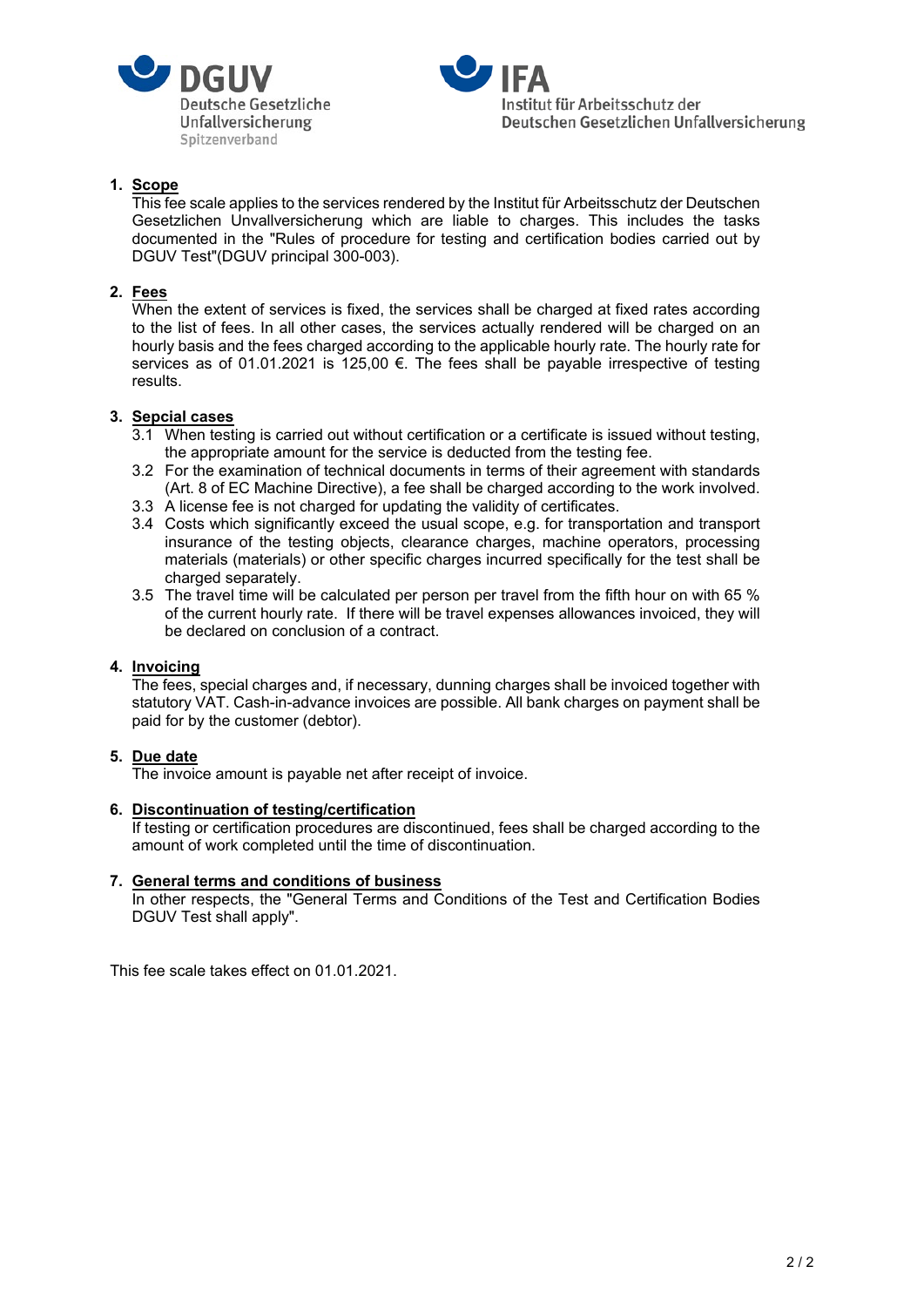DGUV
Deutsche Gesetzliche Unfallversicherung
Spitzenverband

IFA
Institut für Arbeitsschutz der Deutschen Gesetzlichen Unfallversicherung

1. **Scope**
   This fee scale applies to the services rendered by the Institut für Arbeitsschutz der Deutschen Gesetzlichen Unvallversicherung which are liable to charges. This includes the tasks documented in the "Rules of procedure for testing and certification bodies carried out by DGUV Test"(DGUV principal 300-003).

2. **Fees**
   When the extent of services is fixed, the services shall be charged at fixed rates according to the list of fees. In all other cases, the services actually rendered will be charged on an hourly basis and the fees charged according to the applicable hourly rate. The hourly rate for services as of 01.01.2021 is 125,00 €. The fees shall be payable irrespective of testing results.

3. **Sepcial cases**
   3.1 When testing is carried out without certification or a certificate is issued without testing, the appropriate amount for the service is deducted from the testing fee.
   3.2 For the examination of technical documents in terms of their agreement with standards (Art. 8 of EC Machine Directive), a fee shall be charged according to the work involved.
   3.3 A license fee is not charged for updating the validity of certificates.
   3.4 Costs which significantly exceed the usual scope, e.g. for transportation and transport insurance of the testing objects, clearance charges, machine operators, processing materials (materials) or other specific charges incurred specifically for the test shall be charged separately.
   3.5 The travel time will be calculated per person per travel from the fifth hour on with 65 % of the current hourly rate. If there will be travel expenses allowances invoiced, they will be declared on conclusion of a contract.

4. **Invoicing**
   The fees, special charges and, if necessary, dunning charges shall be invoiced together with statutory VAT. Cash-in-advance invoices are possible. All bank charges on payment shall be paid for by the customer (debtor).

5. **Due date**
   The invoice amount is payable net after receipt of invoice.

6. **Discontinuation of testing/certification**
   If testing or certification procedures are discontinued, fees shall be charged according to the amount of work completed until the time of discontinuation.

7. **General terms and conditions of business**
   In other respects, the "General Terms and Conditions of the Test and Certification Bodies DGUV Test shall apply".

This fee scale takes effect on 01.01.2021.